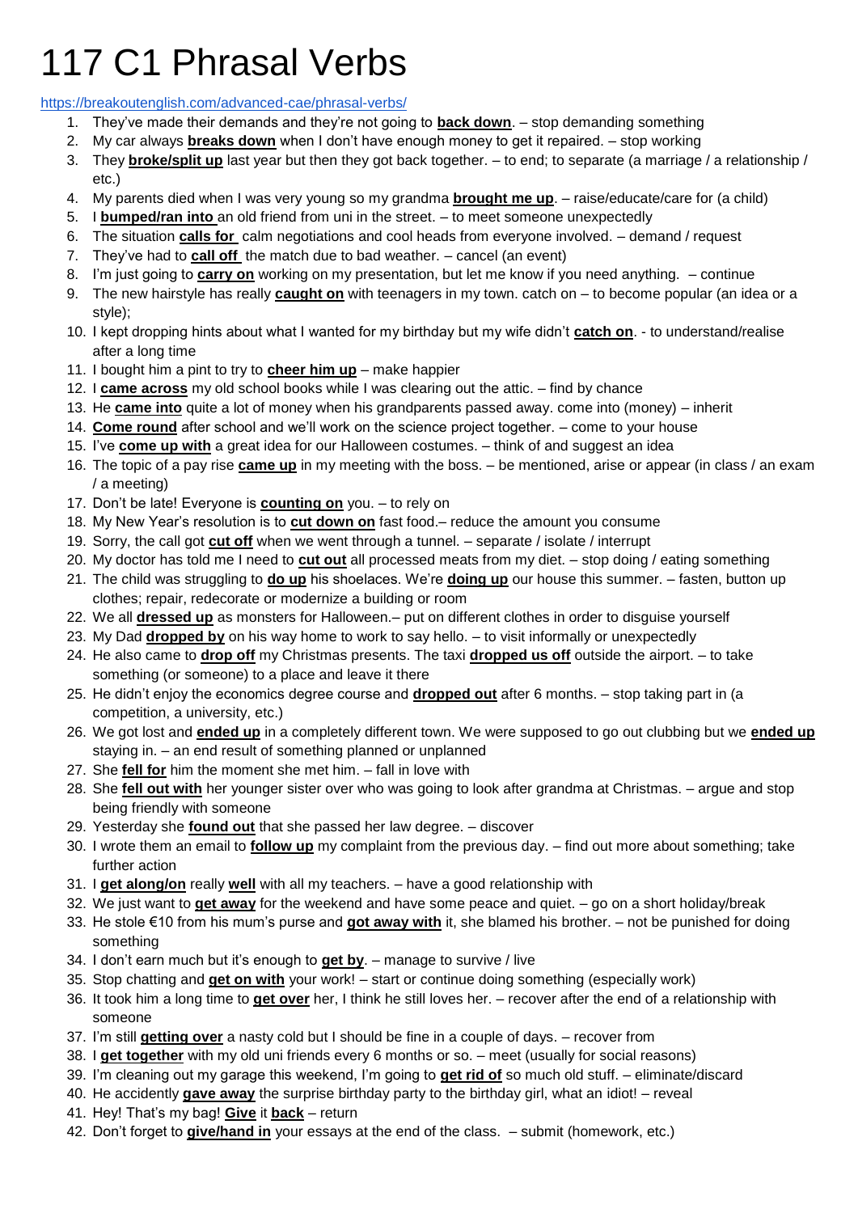# 117 C1 Phrasal Verbs

https://breakoutenglish.com/advanced-cae/phrasal-verbs/

1. They've made their demands and they're not going to **back down**. – stop demanding something
2. My car always **breaks down** when I don't have enough money to get it repaired. – stop working
3. They **broke/split up** last year but then they got back together. – to end; to separate (a marriage / a relationship / etc.)
4. My parents died when I was very young so my grandma **brought me up**. – raise/educate/care for (a child)
5. I **bumped/ran into** an old friend from uni in the street. – to meet someone unexpectedly
6. The situation **calls for** calm negotiations and cool heads from everyone involved. – demand / request
7. They've had to **call off** the match due to bad weather. – cancel (an event)
8. I'm just going to **carry on** working on my presentation, but let me know if you need anything. – continue
9. The new hairstyle has really **caught on** with teenagers in my town. catch on – to become popular (an idea or a style);
10. I kept dropping hints about what I wanted for my birthday but my wife didn't **catch on**. - to understand/realise after a long time
11. I bought him a pint to try to **cheer him up** – make happier
12. I **came across** my old school books while I was clearing out the attic. – find by chance
13. He **came into** quite a lot of money when his grandparents passed away. come into (money) – inherit
14. **Come round** after school and we'll work on the science project together. – come to your house
15. I've **come up with** a great idea for our Halloween costumes. – think of and suggest an idea
16. The topic of a pay rise **came up** in my meeting with the boss. – be mentioned, arise or appear (in class / an exam / a meeting)
17. Don't be late! Everyone is **counting on** you. – to rely on
18. My New Year's resolution is to **cut down on** fast food.– reduce the amount you consume
19. Sorry, the call got **cut off** when we went through a tunnel. – separate / isolate / interrupt
20. My doctor has told me I need to **cut out** all processed meats from my diet. – stop doing / eating something
21. The child was struggling to **do up** his shoelaces. We're **doing up** our house this summer. – fasten, button up clothes; repair, redecorate or modernize a building or room
22. We all **dressed up** as monsters for Halloween.– put on different clothes in order to disguise yourself
23. My Dad **dropped by** on his way home to work to say hello. – to visit informally or unexpectedly
24. He also came to **drop off** my Christmas presents. The taxi **dropped us off** outside the airport. – to take something (or someone) to a place and leave it there
25. He didn't enjoy the economics degree course and **dropped out** after 6 months. – stop taking part in (a competition, a university, etc.)
26. We got lost and **ended up** in a completely different town. We were supposed to go out clubbing but we **ended up** staying in. – an end result of something planned or unplanned
27. She **fell for** him the moment she met him. – fall in love with
28. She **fell out with** her younger sister over who was going to look after grandma at Christmas. – argue and stop being friendly with someone
29. Yesterday she **found out** that she passed her law degree. – discover
30. I wrote them an email to **follow up** my complaint from the previous day. – find out more about something; take further action
31. I **get along/on** really **well** with all my teachers. – have a good relationship with
32. We just want to **get away** for the weekend and have some peace and quiet. – go on a short holiday/break
33. He stole €10 from his mum's purse and **got away with** it, she blamed his brother. – not be punished for doing something
34. I don't earn much but it's enough to **get by**. – manage to survive / live
35. Stop chatting and **get on with** your work! – start or continue doing something (especially work)
36. It took him a long time to **get over** her, I think he still loves her. – recover after the end of a relationship with someone
37. I'm still **getting over** a nasty cold but I should be fine in a couple of days. – recover from
38. I **get together** with my old uni friends every 6 months or so. – meet (usually for social reasons)
39. I'm cleaning out my garage this weekend, I'm going to **get rid of** so much old stuff. – eliminate/discard
40. He accidently **gave away** the surprise birthday party to the birthday girl, what an idiot! – reveal
41. Hey! That's my bag! **Give** it **back** – return
42. Don't forget to **give/hand in** your essays at the end of the class. – submit (homework, etc.)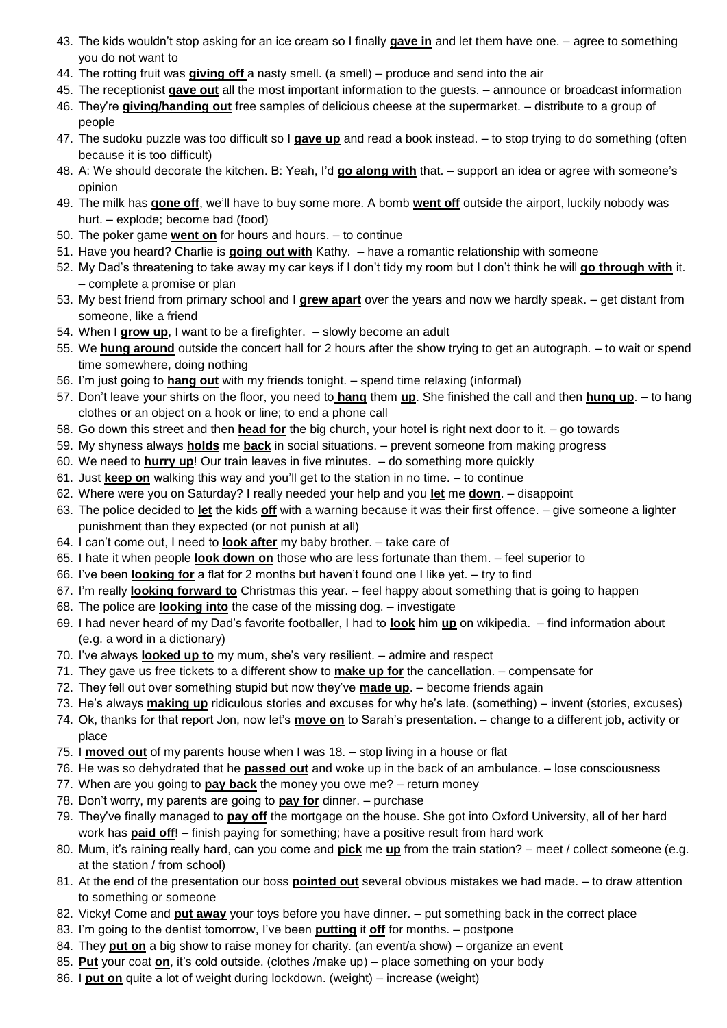43. The kids wouldn't stop asking for an ice cream so I finally **gave in** and let them have one. – agree to something you do not want to
44. The rotting fruit was **giving off** a nasty smell. (a smell) – produce and send into the air
45. The receptionist **gave out** all the most important information to the guests. – announce or broadcast information
46. They're **giving/handing out** free samples of delicious cheese at the supermarket. – distribute to a group of people
47. The sudoku puzzle was too difficult so I **gave up** and read a book instead. – to stop trying to do something (often because it is too difficult)
48. A: We should decorate the kitchen. B: Yeah, I'd **go along with** that. – support an idea or agree with someone's opinion
49. The milk has **gone off**, we'll have to buy some more. A bomb **went off** outside the airport, luckily nobody was hurt. – explode; become bad (food)
50. The poker game **went on** for hours and hours. – to continue
51. Have you heard? Charlie is **going out with** Kathy. – have a romantic relationship with someone
52. My Dad's threatening to take away my car keys if I don't tidy my room but I don't think he will **go through with** it. – complete a promise or plan
53. My best friend from primary school and I **grew apart** over the years and now we hardly speak. – get distant from someone, like a friend
54. When I **grow up**, I want to be a firefighter. – slowly become an adult
55. We **hung around** outside the concert hall for 2 hours after the show trying to get an autograph. – to wait or spend time somewhere, doing nothing
56. I'm just going to **hang out** with my friends tonight. – spend time relaxing (informal)
57. Don't leave your shirts on the floor, you need to **hang** them **up**. She finished the call and then **hung up**. – to hang clothes or an object on a hook or line; to end a phone call
58. Go down this street and then **head for** the big church, your hotel is right next door to it. – go towards
59. My shyness always **holds** me **back** in social situations. – prevent someone from making progress
60. We need to **hurry up**! Our train leaves in five minutes. – do something more quickly
61. Just **keep on** walking this way and you'll get to the station in no time. – to continue
62. Where were you on Saturday? I really needed your help and you **let** me **down**. – disappoint
63. The police decided to **let** the kids **off** with a warning because it was their first offence. – give someone a lighter punishment than they expected (or not punish at all)
64. I can't come out, I need to **look after** my baby brother. – take care of
65. I hate it when people **look down on** those who are less fortunate than them. – feel superior to
66. I've been **looking for** a flat for 2 months but haven't found one I like yet. – try to find
67. I'm really **looking forward to** Christmas this year. – feel happy about something that is going to happen
68. The police are **looking into** the case of the missing dog. – investigate
69. I had never heard of my Dad's favorite footballer, I had to **look** him **up** on wikipedia. – find information about (e.g. a word in a dictionary)
70. I've always **looked up to** my mum, she's very resilient. – admire and respect
71. They gave us free tickets to a different show to **make up for** the cancellation. – compensate for
72. They fell out over something stupid but now they've **made up**. – become friends again
73. He's always **making up** ridiculous stories and excuses for why he's late. (something) – invent (stories, excuses)
74. Ok, thanks for that report Jon, now let's **move on** to Sarah's presentation. – change to a different job, activity or place
75. I **moved out** of my parents house when I was 18. – stop living in a house or flat
76. He was so dehydrated that he **passed out** and woke up in the back of an ambulance. – lose consciousness
77. When are you going to **pay back** the money you owe me? – return money
78. Don't worry, my parents are going to **pay for** dinner. – purchase
79. They've finally managed to **pay off** the mortgage on the house. She got into Oxford University, all of her hard work has **paid off**! – finish paying for something; have a positive result from hard work
80. Mum, it's raining really hard, can you come and **pick** me **up** from the train station? – meet / collect someone (e.g. at the station / from school)
81. At the end of the presentation our boss **pointed out** several obvious mistakes we had made. – to draw attention to something or someone
82. Vicky! Come and **put away** your toys before you have dinner. – put something back in the correct place
83. I'm going to the dentist tomorrow, I've been **putting** it **off** for months. – postpone
84. They **put on** a big show to raise money for charity. (an event/a show) – organize an event
85. **Put** your coat **on**, it's cold outside. (clothes /make up) – place something on your body
86. I **put on** quite a lot of weight during lockdown. (weight) – increase (weight)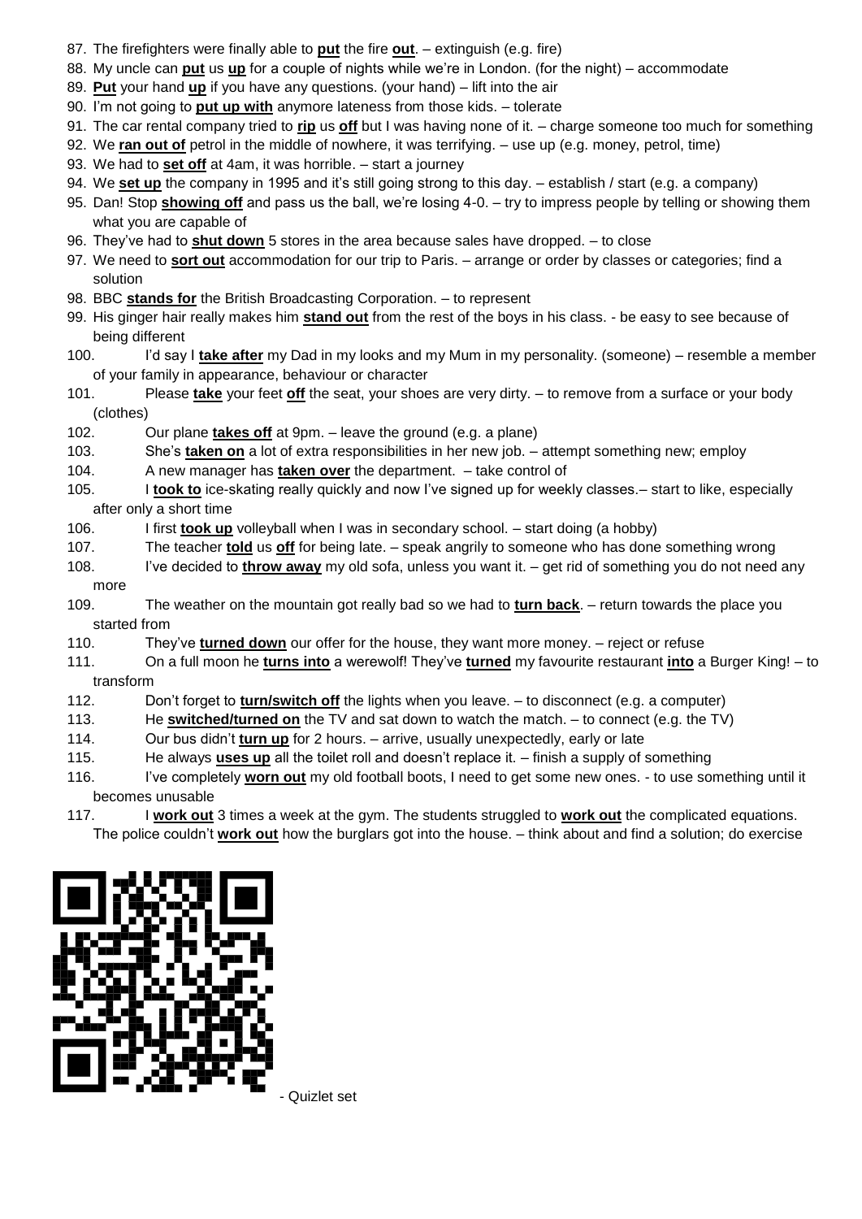87. The firefighters were finally able to **put** the fire **out**. – extinguish (e.g. fire)
88. My uncle can **put** us **up** for a couple of nights while we're in London. (for the night) – accommodate
89. **Put** your hand **up** if you have any questions. (your hand) – lift into the air
90. I'm not going to **put up with** anymore lateness from those kids. – tolerate
91. The car rental company tried to **rip** us **off** but I was having none of it. – charge someone too much for something
92. We **ran out of** petrol in the middle of nowhere, it was terrifying. – use up (e.g. money, petrol, time)
93. We had to **set off** at 4am, it was horrible. – start a journey
94. We **set up** the company in 1995 and it's still going strong to this day. – establish / start (e.g. a company)
95. Dan! Stop **showing off** and pass us the ball, we're losing 4-0. – try to impress people by telling or showing them what you are capable of
96. They've had to **shut down** 5 stores in the area because sales have dropped. – to close
97. We need to **sort out** accommodation for our trip to Paris. – arrange or order by classes or categories; find a solution
98. BBC **stands for** the British Broadcasting Corporation. – to represent
99. His ginger hair really makes him **stand out** from the rest of the boys in his class. - be easy to see because of being different
100. I'd say I **take after** my Dad in my looks and my Mum in my personality. (someone) – resemble a member of your family in appearance, behaviour or character
101. Please **take** your feet **off** the seat, your shoes are very dirty. – to remove from a surface or your body (clothes)
102. Our plane **takes off** at 9pm. – leave the ground (e.g. a plane)
103. She's **taken on** a lot of extra responsibilities in her new job. – attempt something new; employ
104. A new manager has **taken over** the department. – take control of
105. I **took to** ice-skating really quickly and now I've signed up for weekly classes.– start to like, especially after only a short time
106. I first **took up** volleyball when I was in secondary school. – start doing (a hobby)
107. The teacher **told** us **off** for being late. – speak angrily to someone who has done something wrong
108. I've decided to **throw away** my old sofa, unless you want it. – get rid of something you do not need any more
109. The weather on the mountain got really bad so we had to **turn back**. – return towards the place you started from
110. They've **turned down** our offer for the house, they want more money. – reject or refuse
111. On a full moon he **turns into** a werewolf! They've **turned** my favourite restaurant **into** a Burger King! – to transform
112. Don't forget to **turn/switch off** the lights when you leave. – to disconnect (e.g. a computer)
113. He **switched/turned on** the TV and sat down to watch the match. – to connect (e.g. the TV)
114. Our bus didn't **turn up** for 2 hours. – arrive, usually unexpectedly, early or late
115. He always **uses up** all the toilet roll and doesn't replace it. – finish a supply of something
116. I've completely **worn out** my old football boots, I need to get some new ones. - to use something until it becomes unusable
117. I **work out** 3 times a week at the gym. The students struggled to **work out** the complicated equations. The police couldn't **work out** how the burglars got into the house. – think about and find a solution; do exercise

- Quizlet set